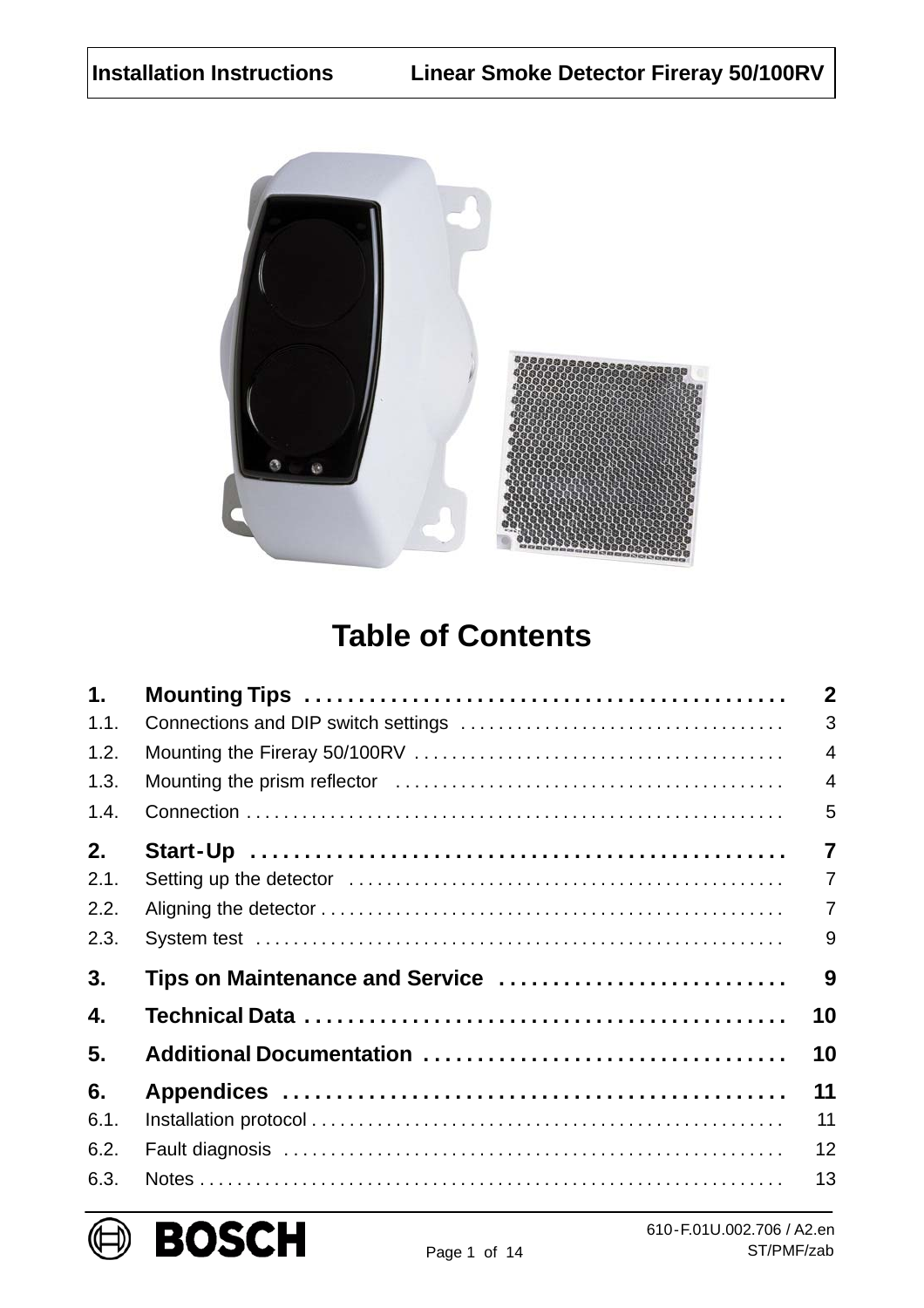Installation Instructions — Linear Smoke Detector Fireray 50/100RV

# Table of Contents

| | | |
|---|---|---|
| **1.** | **Mounting Tips** | **2** |
| 1.1. | Connections and DIP switch settings | 3 |
| 1.2. | Mounting the Fireray 50/100RV | 4 |
| 1.3. | Mounting the prism reflector | 4 |
| 1.4. | Connection | 5 |
| **2.** | **Start-Up** | **7** |
| 2.1. | Setting up the detector | 7 |
| 2.2. | Aligning the detector | 7 |
| 2.3. | System test | 9 |
| **3.** | **Tips on Maintenance and Service** | **9** |
| **4.** | **Technical Data** | **10** |
| **5.** | **Additional Documentation** | **10** |
| **6.** | **Appendices** | **11** |
| 6.1. | Installation protocol | 11 |
| 6.2. | Fault diagnosis | 12 |
| 6.3. | Notes | 13 |

610-F.01U.002.706 / A2.en
ST/PMF/zab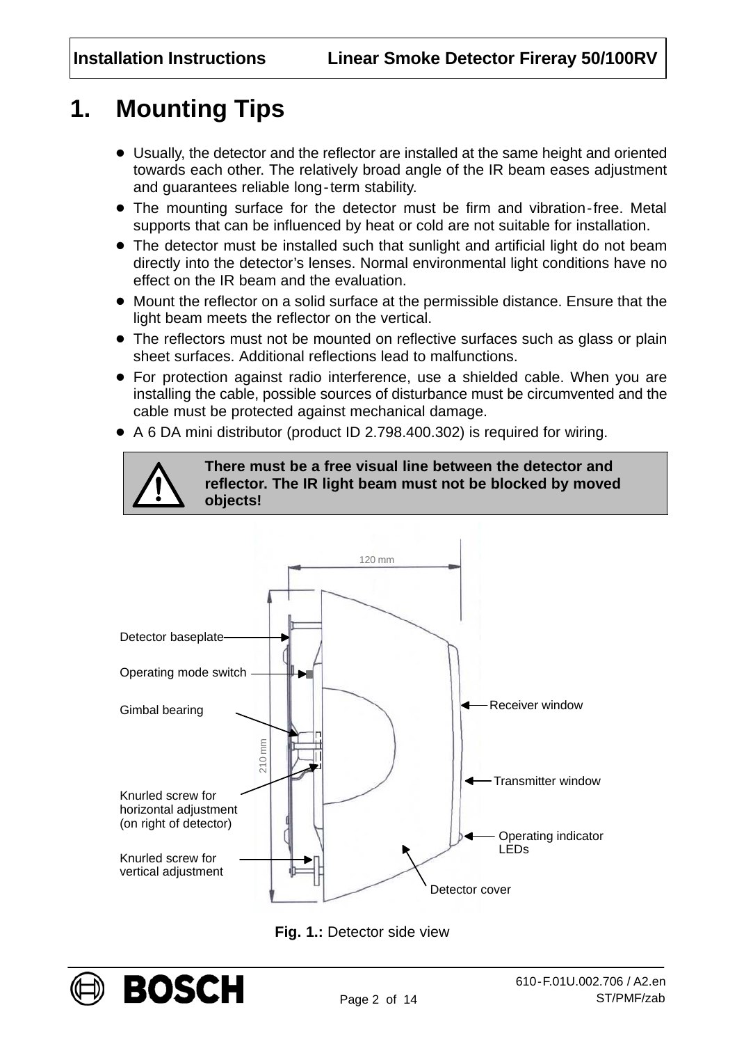# 1. Mounting Tips

- Usually, the detector and the reflector are installed at the same height and oriented towards each other. The relatively broad angle of the IR beam eases adjustment and guarantees reliable long-term stability.
- The mounting surface for the detector must be firm and vibration-free. Metal supports that can be influenced by heat or cold are not suitable for installation.
- The detector must be installed such that sunlight and artificial light do not beam directly into the detector's lenses. Normal environmental light conditions have no effect on the IR beam and the evaluation.
- Mount the reflector on a solid surface at the permissible distance. Ensure that the light beam meets the reflector on the vertical.
- The reflectors must not be mounted on reflective surfaces such as glass or plain sheet surfaces. Additional reflections lead to malfunctions.
- For protection against radio interference, use a shielded cable. When you are installing the cable, possible sources of disturbance must be circumvented and the cable must be protected against mechanical damage.
- A 6 DA mini distributor (product ID 2.798.400.302) is required for wiring.

> ⚠ **There must be a free visual line between the detector and reflector. The IR light beam must not be blocked by moved objects!**

120 mm

210 mm

Detector baseplate

Operating mode switch

Gimbal bearing

Knurled screw for horizontal adjustment (on right of detector)

Knurled screw for vertical adjustment

Receiver window

Transmitter window

Operating indicator LEDs

Detector cover

**Fig. 1.:** Detector side view

610-F.01U.002.706 / A2.en
ST/PMF/zab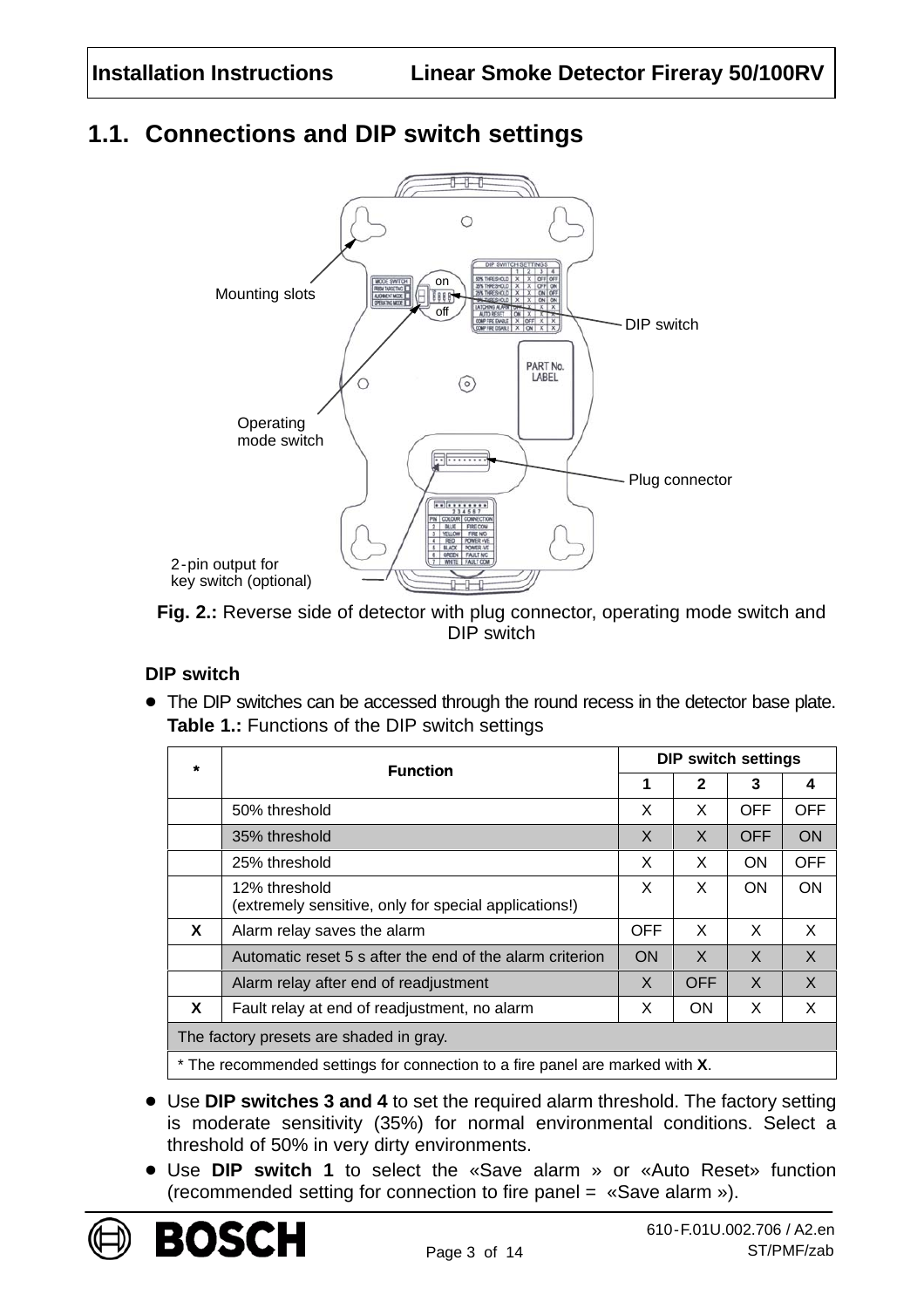## 1.1. Connections and DIP switch settings

Fig. 2.: Reverse side of detector with plug connector, operating mode switch and DIP switch

### DIP switch

- The DIP switches can be accessed through the round recess in the detector base plate.

**Table 1.:** Functions of the DIP switch settings

| * | Function | DIP switch settings | | | |
|---|---|---|---|---|---|
| | | 1 | 2 | 3 | 4 |
| | 50% threshold | X | X | OFF | OFF |
| | 35% threshold | X | X | OFF | ON |
| | 25% threshold | X | X | ON | OFF |
| | 12% threshold (extremely sensitive, only for special applications!) | X | X | ON | ON |
| **X** | Alarm relay saves the alarm | OFF | X | X | X |
| | Automatic reset 5 s after the end of the alarm criterion | ON | X | X | X |
| | Alarm relay after end of readjustment | X | OFF | X | X |
| **X** | Fault relay at end of readjustment, no alarm | X | ON | X | X |
| The factory presets are shaded in gray. | | | | | |
| * The recommended settings for connection to a fire panel are marked with **X**. | | | | | |

- Use **DIP switches 3 and 4** to set the required alarm threshold. The factory setting is moderate sensitivity (35%) for normal environmental conditions. Select a threshold of 50% in very dirty environments.
- Use **DIP switch 1** to select the «Save alarm » or «Auto Reset» function (recommended setting for connection to fire panel = «Save alarm »).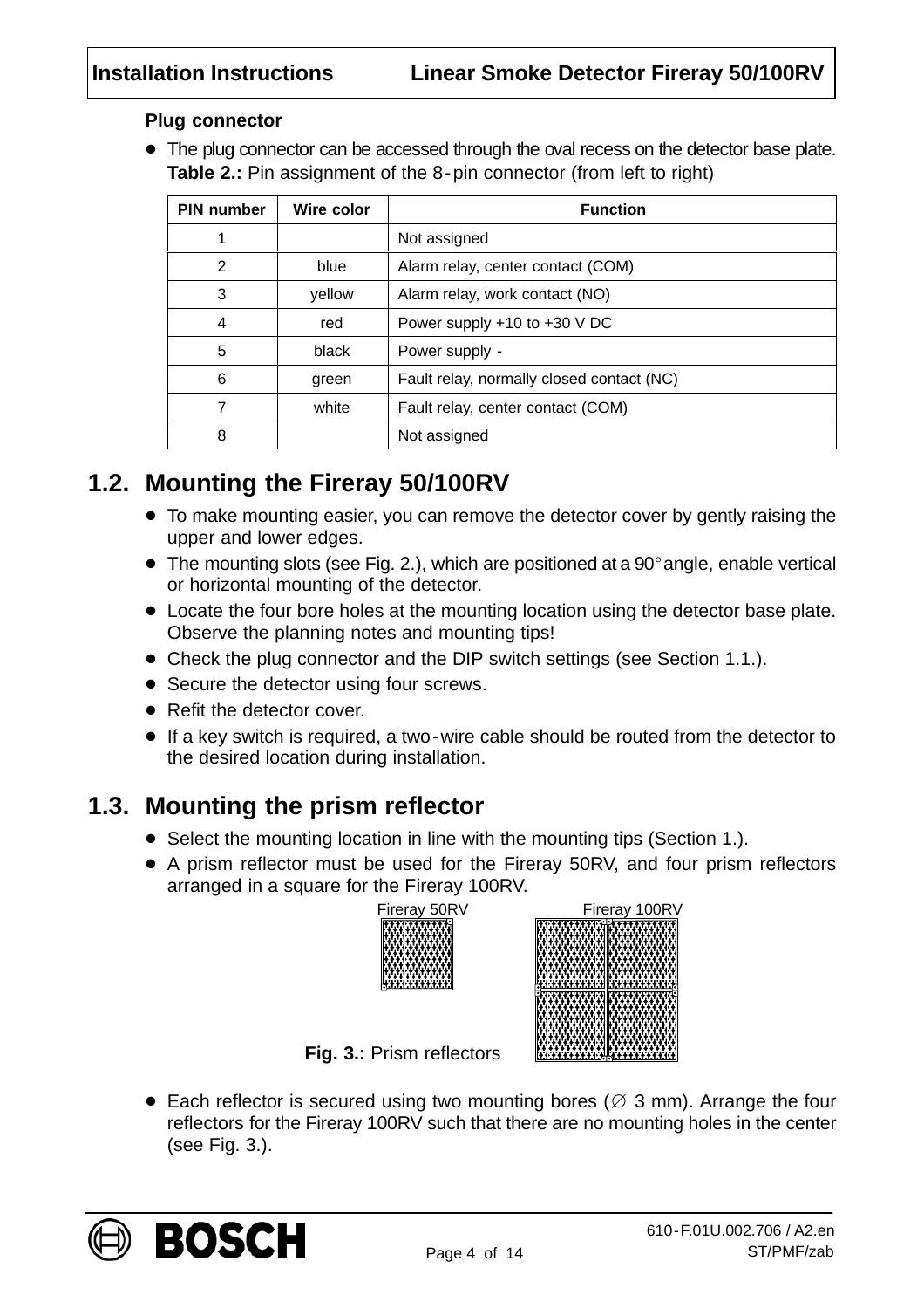**Plug connector**

- The plug connector can be accessed through the oval recess on the detector base plate.

**Table 2.:** Pin assignment of the 8-pin connector (from left to right)

| PIN number | Wire color | Function |
|---|---|---|
| 1 | | Not assigned |
| 2 | blue | Alarm relay, center contact (COM) |
| 3 | yellow | Alarm relay, work contact (NO) |
| 4 | red | Power supply +10 to +30 V DC |
| 5 | black | Power supply - |
| 6 | green | Fault relay, normally closed contact (NC) |
| 7 | white | Fault relay, center contact (COM) |
| 8 | | Not assigned |

## 1.2. Mounting the Fireray 50/100RV

- To make mounting easier, you can remove the detector cover by gently raising the upper and lower edges.
- The mounting slots (see Fig. 2.), which are positioned at a 90° angle, enable vertical or horizontal mounting of the detector.
- Locate the four bore holes at the mounting location using the detector base plate. Observe the planning notes and mounting tips!
- Check the plug connector and the DIP switch settings (see Section 1.1.).
- Secure the detector using four screws.
- Refit the detector cover.
- If a key switch is required, a two-wire cable should be routed from the detector to the desired location during installation.

## 1.3. Mounting the prism reflector

- Select the mounting location in line with the mounting tips (Section 1.).
- A prism reflector must be used for the Fireray 50RV, and four prism reflectors arranged in a square for the Fireray 100RV.

Fireray 50RV Fireray 100RV

**Fig. 3.:** Prism reflectors

- Each reflector is secured using two mounting bores (∅ 3 mm). Arrange the four reflectors for the Fireray 100RV such that there are no mounting holes in the center (see Fig. 3.).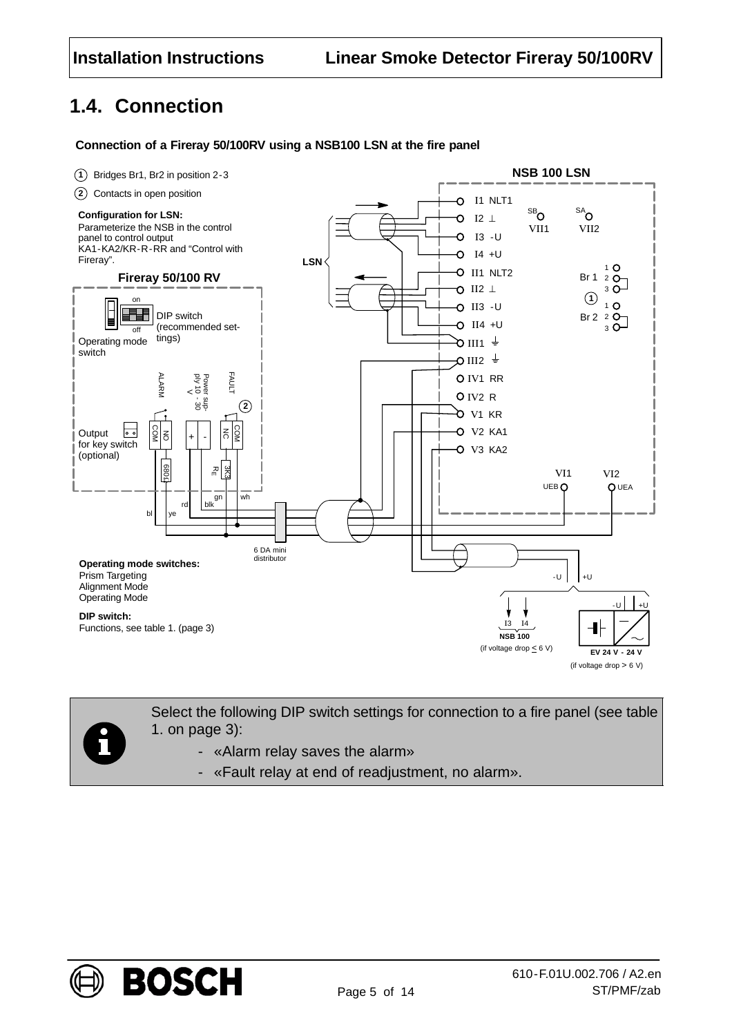## 1.4. Connection

**Connection of a Fireray 50/100RV using a NSB100 LSN at the fire panel**

1. Bridges Br1, Br2 in position 2-3
2. Contacts in open position

**Configuration for LSN:**
Parameterize the NSB in the control panel to control output KA1-KA2/KR-R-RR and "Control with Fireray".

**Operating mode switches:**
Prism Targeting
Alignment Mode
Operating Mode

**DIP switch:**
Functions, see table 1. (page 3)

Select the following DIP switch settings for connection to a fire panel (see table 1. on page 3):

- «Alarm relay saves the alarm»
- «Fault relay at end of readjustment, no alarm».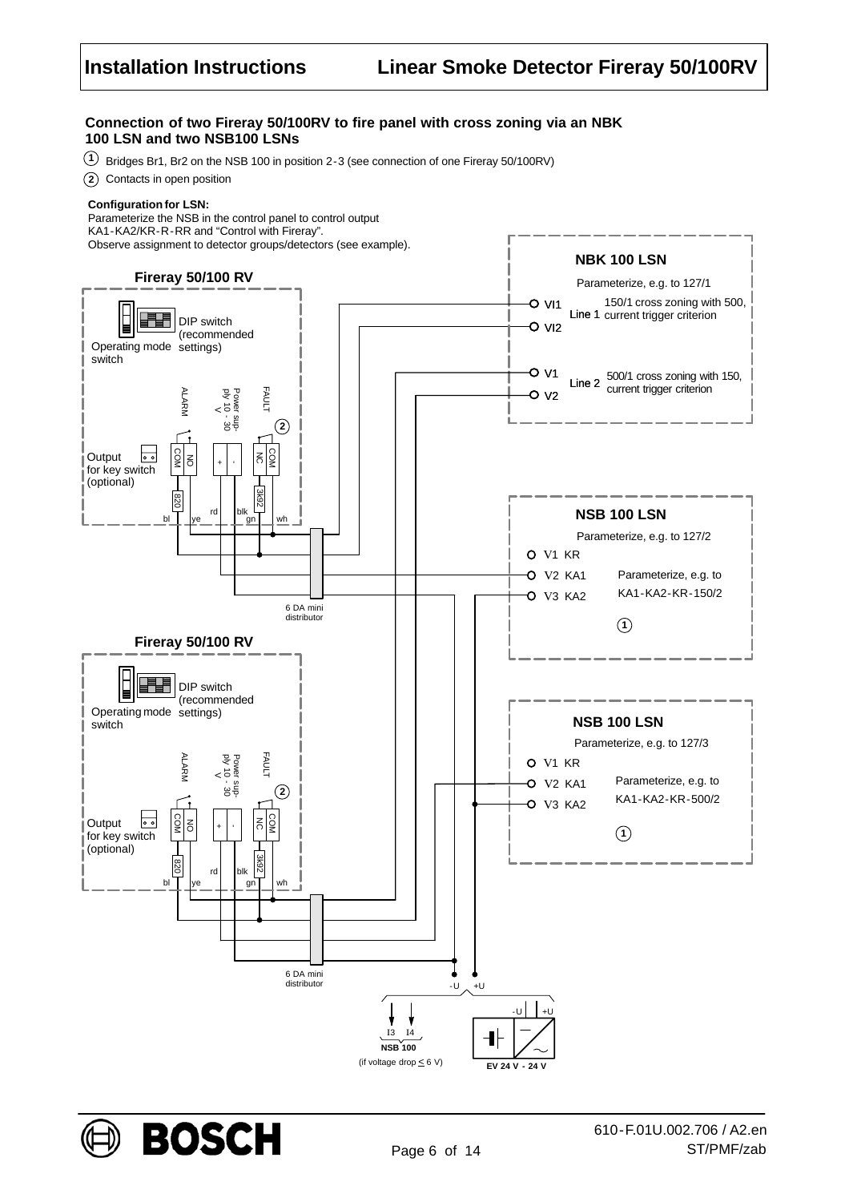### Connection of two Fireray 50/100RV to fire panel with cross zoning via an NBK 100 LSN and two NSB100 LSNs

(1) Bridges Br1, Br2 on the NSB 100 in position 2-3 (see connection of one Fireray 50/100RV)

(2) Contacts in open position

**Configuration for LSN:**
Parameterize the NSB in the control panel to control output KA1-KA2/KR-R-RR and "Control with Fireray".
Observe assignment to detector groups/detectors (see example).

**Fireray 50/100 RV**

DIP switch (recommended settings)

Operating mode switch

ALARM

Power supply 10 - 30 V

FAULT

(2)

Output for key switch (optional)

COM NO + - NC COM

820

3k92

bl ye rd blk gn wh

6 DA mini distributor

**Fireray 50/100 RV**

DIP switch (recommended settings)

Operating mode switch

ALARM

Power supply 10 - 30 V

FAULT

(2)

Output for key switch (optional)

COM NO + - NC COM

820

3k92

bl ye rd blk gn wh

6 DA mini distributor

**NBK 100 LSN**

Parameterize, e.g. to 127/1

VI1, VI2 — Line 1: 150/1 cross zoning with 500, current trigger criterion

V1, V2 — Line 2: 500/1 cross zoning with 150, current trigger criterion

**NSB 100 LSN**

Parameterize, e.g. to 127/2

V1 KR

V2 KA1

V3 KA2

Parameterize, e.g. to KA1-KA2-KR-150/2

(1)

**NSB 100 LSN**

Parameterize, e.g. to 127/3

V1 KR

V2 KA1

V3 KA2

Parameterize, e.g. to KA1-KA2-KR-500/2

(1)

-U +U

I3 I4
NSB 100
(if voltage drop ≤ 6 V)

-U +U
EV 24 V - 24 V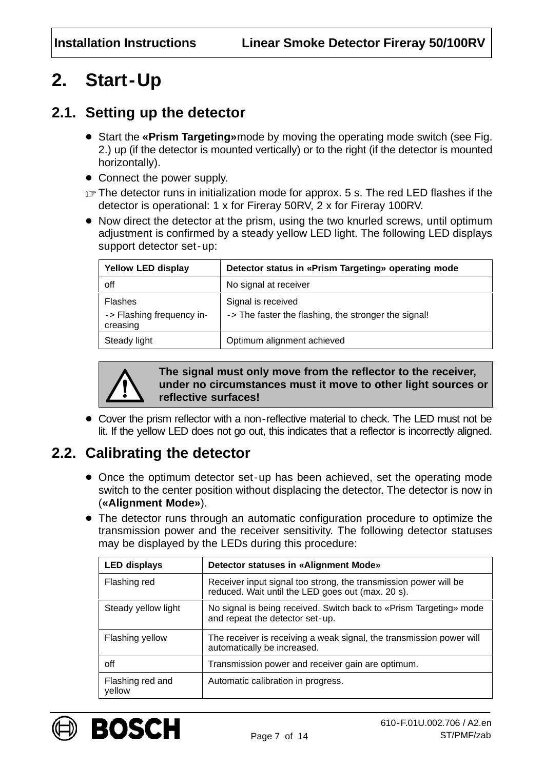# 2. Start-Up

## 2.1. Setting up the detector

- Start the **«Prism Targeting»** mode by moving the operating mode switch (see Fig. 2.) up (if the detector is mounted vertically) or to the right (if the detector is mounted horizontally).
- Connect the power supply.

☞ The detector runs in initialization mode for approx. 5 s. The red LED flashes if the detector is operational: 1 x for Fireray 50RV, 2 x for Fireray 100RV.

- Now direct the detector at the prism, using the two knurled screws, until optimum adjustment is confirmed by a steady yellow LED light. The following LED displays support detector set-up:

| Yellow LED display | Detector status in «Prism Targeting» operating mode |
|---|---|
| off | No signal at receiver |
| Flashes<br>-> Flashing frequency increasing | Signal is received<br>-> The faster the flashing, the stronger the signal! |
| Steady light | Optimum alignment achieved |

⚠ **The signal must only move from the reflector to the receiver, under no circumstances must it move to other light sources or reflective surfaces!**

- Cover the prism reflector with a non-reflective material to check. The LED must not be lit. If the yellow LED does not go out, this indicates that a reflector is incorrectly aligned.

## 2.2. Calibrating the detector

- Once the optimum detector set-up has been achieved, set the operating mode switch to the center position without displacing the detector. The detector is now in (**«Alignment Mode»**).
- The detector runs through an automatic configuration procedure to optimize the transmission power and the receiver sensitivity. The following detector statuses may be displayed by the LEDs during this procedure:

| LED displays | Detector statuses in «Alignment Mode» |
|---|---|
| Flashing red | Receiver input signal too strong, the transmission power will be reduced. Wait until the LED goes out (max. 20 s). |
| Steady yellow light | No signal is being received. Switch back to «Prism Targeting» mode and repeat the detector set-up. |
| Flashing yellow | The receiver is receiving a weak signal, the transmission power will automatically be increased. |
| off | Transmission power and receiver gain are optimum. |
| Flashing red and yellow | Automatic calibration in progress. |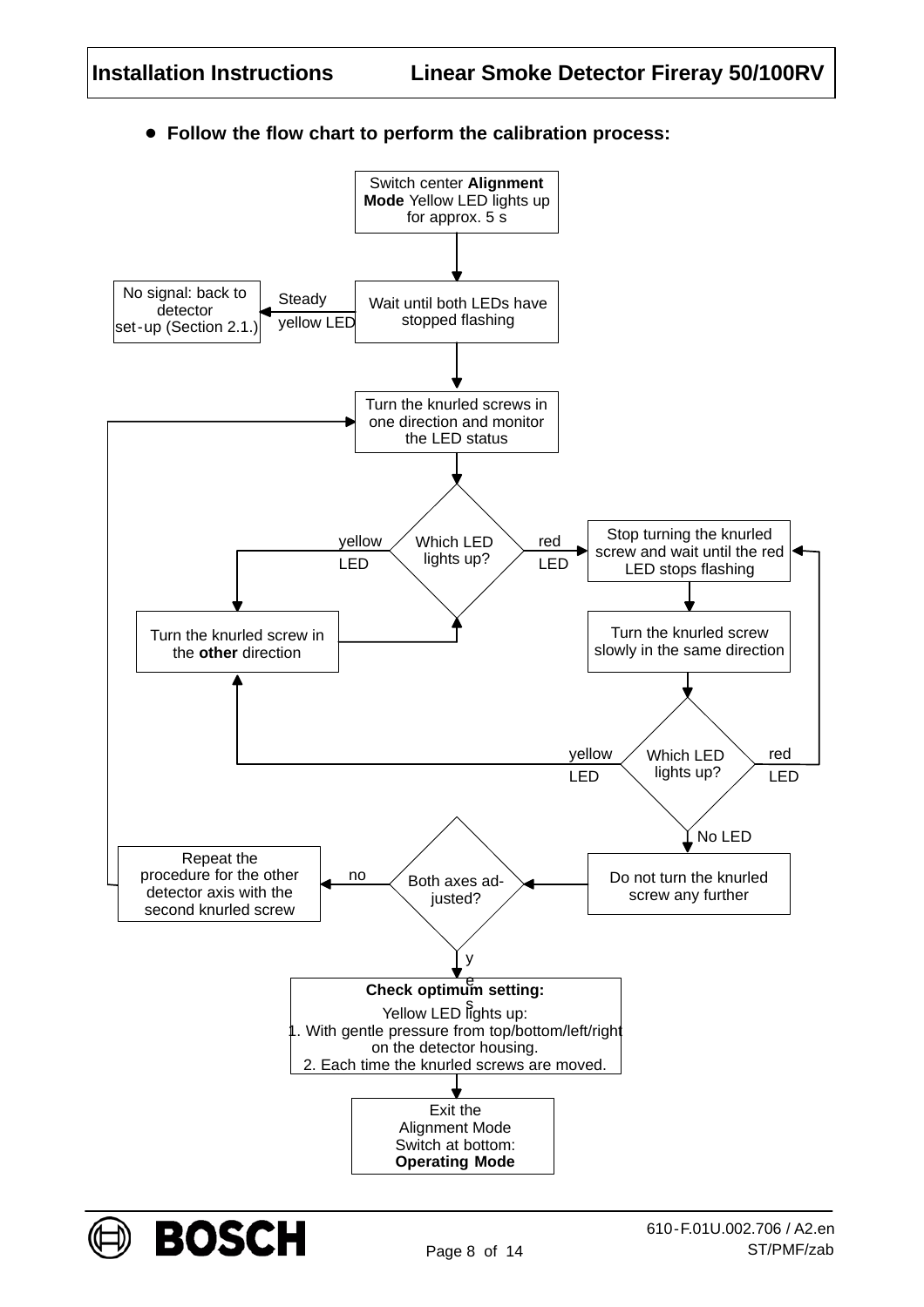- **Follow the flow chart to perform the calibration process:**

Switch center **Alignment Mode** Yellow LED lights up for approx. 5 s

Wait until both LEDs have stopped flashing

Steady yellow LED

No signal: back to detector set-up (Section 2.1.)

Turn the knurled screws in one direction and monitor the LED status

Which LED lights up?

yellow LED

red LED

Turn the knurled screw in the **other** direction

Stop turning the knurled screw and wait until the red LED stops flashing

Turn the knurled screw slowly in the same direction

Which LED lights up?

yellow LED

red LED

No LED

Do not turn the knurled screw any further

Both axes adjusted?

no

Repeat the procedure for the other detector axis with the second knurled screw

yes

**Check optimum setting:**
Yellow LED lights up:
1. With gentle pressure from top/bottom/left/right on the detector housing.
2. Each time the knurled screws are moved.

Exit the Alignment Mode
Switch at bottom: **Operating Mode**

610-F.01U.002.706 / A2.en
ST/PMF/zab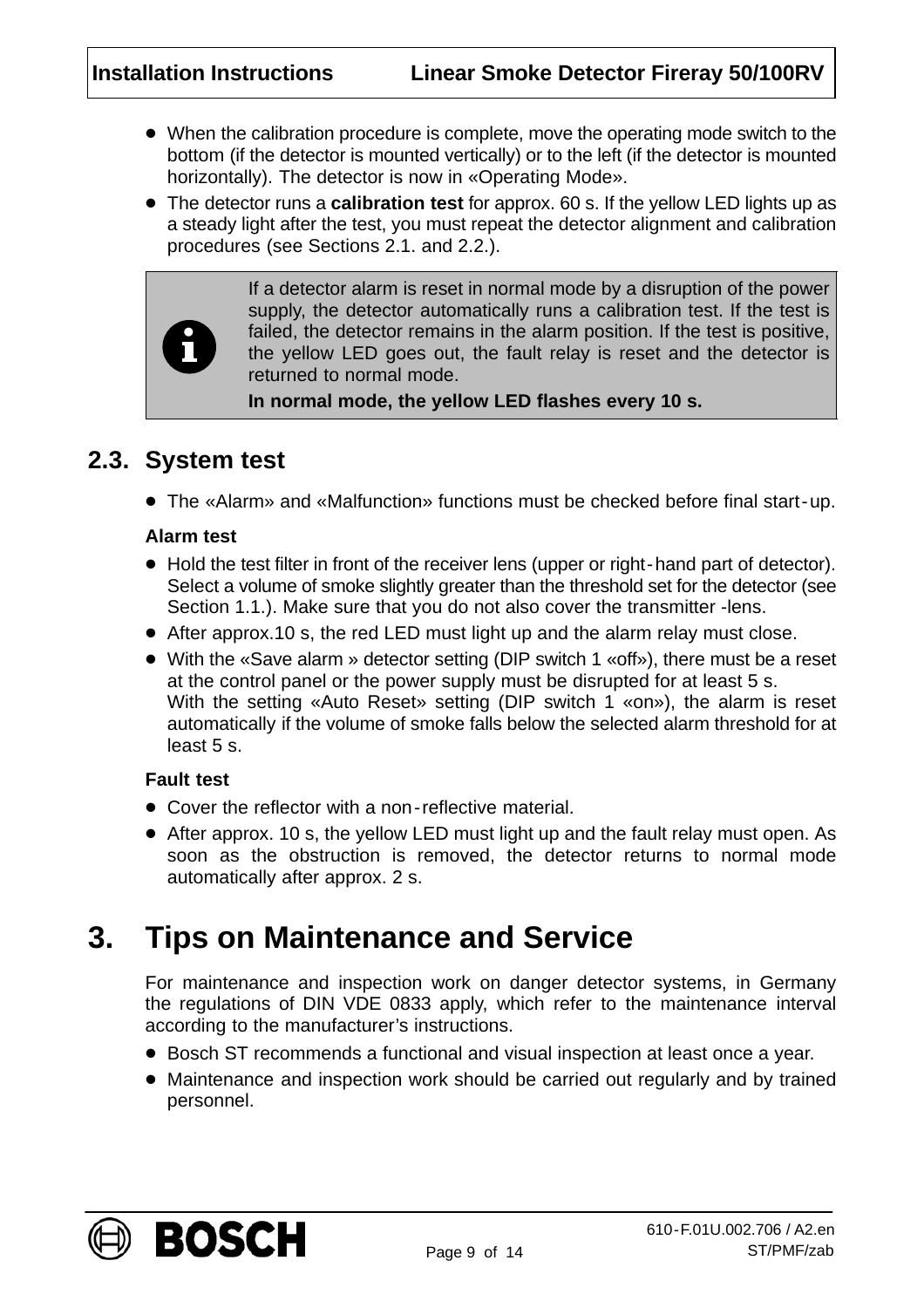- When the calibration procedure is complete, move the operating mode switch to the bottom (if the detector is mounted vertically) or to the left (if the detector is mounted horizontally). The detector is now in «Operating Mode».
- The detector runs a **calibration test** for approx. 60 s. If the yellow LED lights up as a steady light after the test, you must repeat the detector alignment and calibration procedures (see Sections 2.1. and 2.2.).

> If a detector alarm is reset in normal mode by a disruption of the power supply, the detector automatically runs a calibration test. If the test is failed, the detector remains in the alarm position. If the test is positive, the yellow LED goes out, the fault relay is reset and the detector is returned to normal mode.
>
> **In normal mode, the yellow LED flashes every 10 s.**

## 2.3. System test

- The «Alarm» and «Malfunction» functions must be checked before final start-up.

**Alarm test**

- Hold the test filter in front of the receiver lens (upper or right-hand part of detector). Select a volume of smoke slightly greater than the threshold set for the detector (see Section 1.1.). Make sure that you do not also cover the transmitter -lens.
- After approx.10 s, the red LED must light up and the alarm relay must close.
- With the «Save alarm » detector setting (DIP switch 1 «off»), there must be a reset at the control panel or the power supply must be disrupted for at least 5 s.
  With the setting «Auto Reset» setting (DIP switch 1 «on»), the alarm is reset automatically if the volume of smoke falls below the selected alarm threshold for at least 5 s.

**Fault test**

- Cover the reflector with a non-reflective material.
- After approx. 10 s, the yellow LED must light up and the fault relay must open. As soon as the obstruction is removed, the detector returns to normal mode automatically after approx. 2 s.

# 3. Tips on Maintenance and Service

For maintenance and inspection work on danger detector systems, in Germany the regulations of DIN VDE 0833 apply, which refer to the maintenance interval according to the manufacturer's instructions.

- Bosch ST recommends a functional and visual inspection at least once a year.
- Maintenance and inspection work should be carried out regularly and by trained personnel.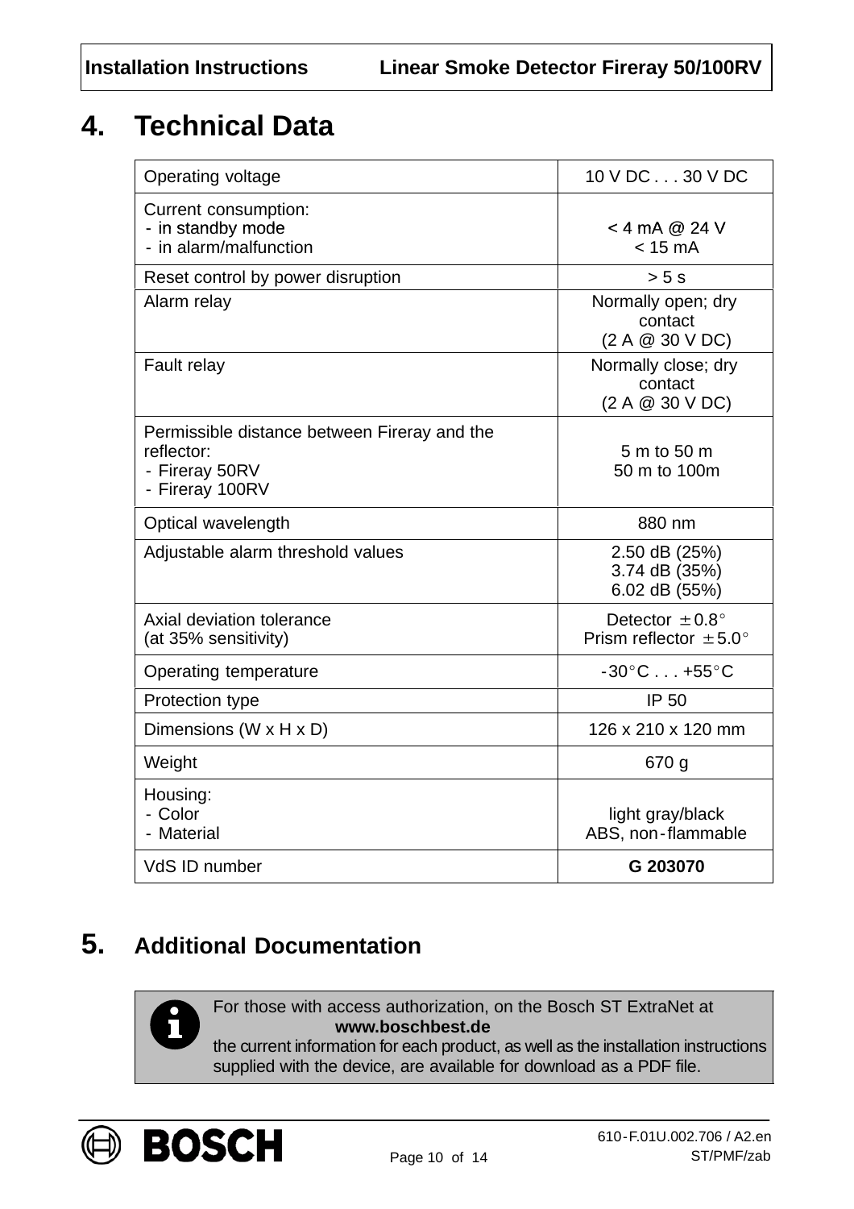# 4. Technical Data

| | |
|---|---|
| Operating voltage | 10 V DC . . . 30 V DC |
| Current consumption:<br>- in standby mode<br>- in alarm/malfunction | <br>< 4 mA @ 24 V<br>< 15 mA |
| Reset control by power disruption | > 5 s |
| Alarm relay | Normally open; dry contact<br>(2 A @ 30 V DC) |
| Fault relay | Normally close; dry contact<br>(2 A @ 30 V DC) |
| Permissible distance between Fireray and the reflector:<br>- Fireray 50RV<br>- Fireray 100RV | <br>5 m to 50 m<br>50 m to 100m |
| Optical wavelength | 880 nm |
| Adjustable alarm threshold values | 2.50 dB (25%)<br>3.74 dB (35%)<br>6.02 dB (55%) |
| Axial deviation tolerance<br>(at 35% sensitivity) | Detector ±0.8°<br>Prism reflector ±5.0° |
| Operating temperature | -30°C . . . +55°C |
| Protection type | IP 50 |
| Dimensions (W x H x D) | 126 x 210 x 120 mm |
| Weight | 670 g |
| Housing:<br>- Color<br>- Material | <br>light gray/black<br>ABS, non-flammable |
| VdS ID number | **G 203070** |

# 5. Additional Documentation

For those with access authorization, on the Bosch ST ExtraNet at **www.boschbest.de** the current information for each product, as well as the installation instructions supplied with the device, are available for download as a PDF file.

610-F.01U.002.706 / A2.en
ST/PMF/zab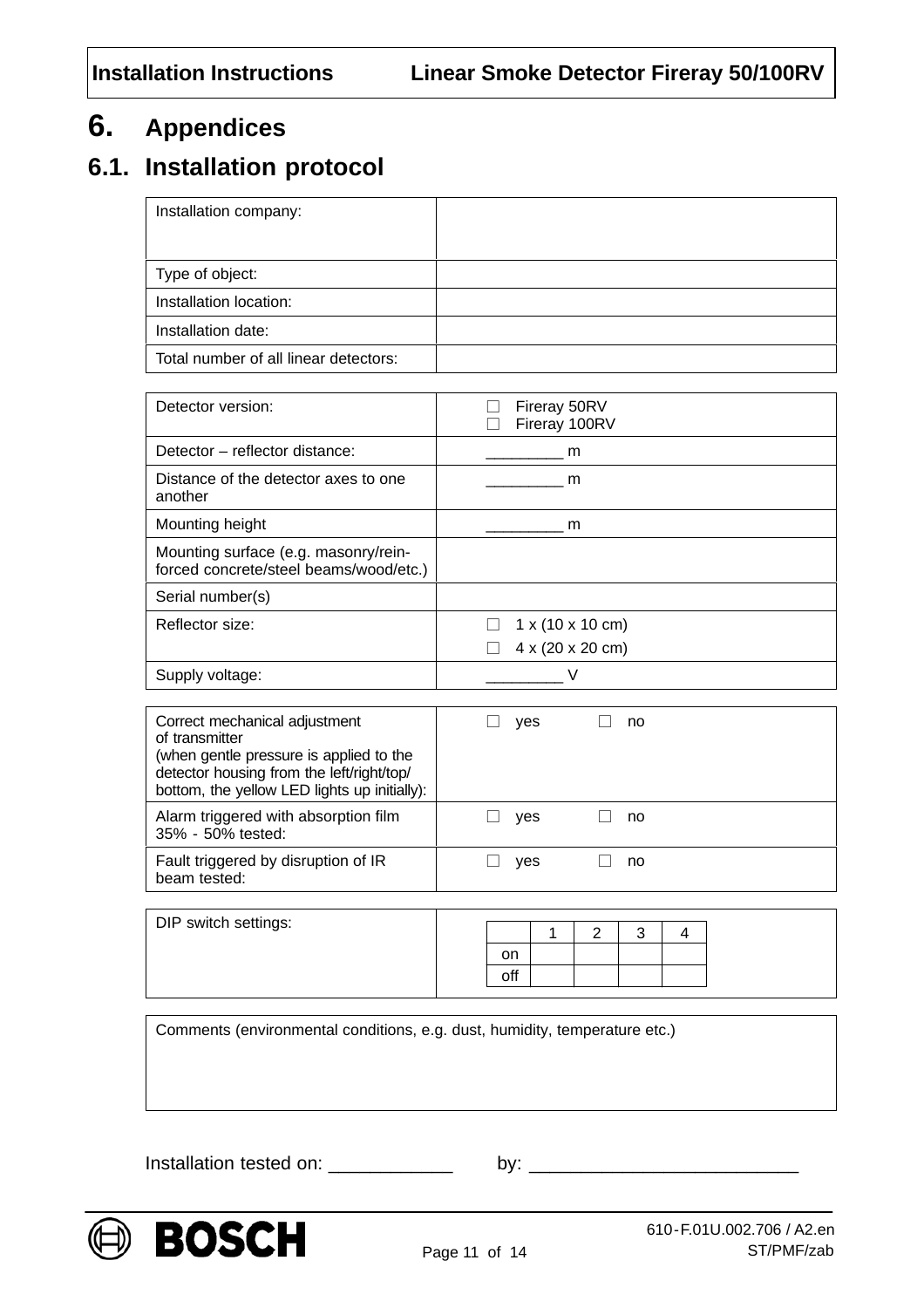# 6. Appendices

## 6.1. Installation protocol

| Installation company: | |
|---|---|
| Type of object: | |
| Installation location: | |
| Installation date: | |
| Total number of all linear detectors: | |

| Detector version: | ☐ Fireray 50RV<br>☐ Fireray 100RV |
|---|---|
| Detector – reflector distance: | _________ m |
| Distance of the detector axes to one another | _________ m |
| Mounting height | _________ m |
| Mounting surface (e.g. masonry/rein-forced concrete/steel beams/wood/etc.) | |
| Serial number(s) | |
| Reflector size: | ☐ 1 x (10 x 10 cm)<br>☐ 4 x (20 x 20 cm) |
| Supply voltage: | _________ V |

| Correct mechanical adjustment of transmitter (when gentle pressure is applied to the detector housing from the left/right/top/bottom, the yellow LED lights up initially): | ☐ yes ☐ no |
|---|---|
| Alarm triggered with absorption film 35% - 50% tested: | ☐ yes ☐ no |
| Fault triggered by disruption of IR beam tested: | ☐ yes ☐ no |

DIP switch settings:

| | 1 | 2 | 3 | 4 |
|---|---|---|---|---|
| on | | | | |
| off | | | | |

| Comments (environmental conditions, e.g. dust, humidity, temperature etc.) |
|---|
| |

Installation tested on: ____________ by: __________________________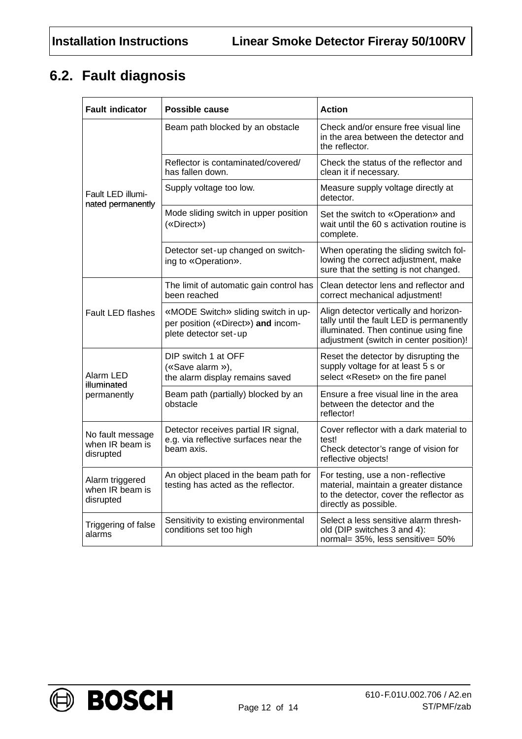## 6.2. Fault diagnosis

| Fault indicator | Possible cause | Action |
|---|---|---|
| Fault LED illuminated permanently | Beam path blocked by an obstacle | Check and/or ensure free visual line in the area between the detector and the reflector. |
| | Reflector is contaminated/covered/ has fallen down. | Check the status of the reflector and clean it if necessary. |
| | Supply voltage too low. | Measure supply voltage directly at detector. |
| | Mode sliding switch in upper position («Direct») | Set the switch to «Operation» and wait until the 60 s activation routine is complete. |
| | Detector set-up changed on switching to «Operation». | When operating the sliding switch following the correct adjustment, make sure that the setting is not changed. |
| Fault LED flashes | The limit of automatic gain control has been reached | Clean detector lens and reflector and correct mechanical adjustment! |
| | «MODE Switch» sliding switch in upper position («Direct») **and** incomplete detector set-up | Align detector vertically and horizontally until the fault LED is permanently illuminated. Then continue using fine adjustment (switch in center position)! |
| Alarm LED illuminated permanently | DIP switch 1 at OFF («Save alarm »), the alarm display remains saved | Reset the detector by disrupting the supply voltage for at least 5 s or select «Reset» on the fire panel |
| | Beam path (partially) blocked by an obstacle | Ensure a free visual line in the area between the detector and the reflector! |
| No fault message when IR beam is disrupted | Detector receives partial IR signal, e.g. via reflective surfaces near the beam axis. | Cover reflector with a dark material to test! Check detector's range of vision for reflective objects! |
| Alarm triggered when IR beam is disrupted | An object placed in the beam path for testing has acted as the reflector. | For testing, use a non-reflective material, maintain a greater distance to the detector, cover the reflector as directly as possible. |
| Triggering of false alarms | Sensitivity to existing environmental conditions set too high | Select a less sensitive alarm threshold (DIP switches 3 and 4): normal= 35%, less sensitive= 50% |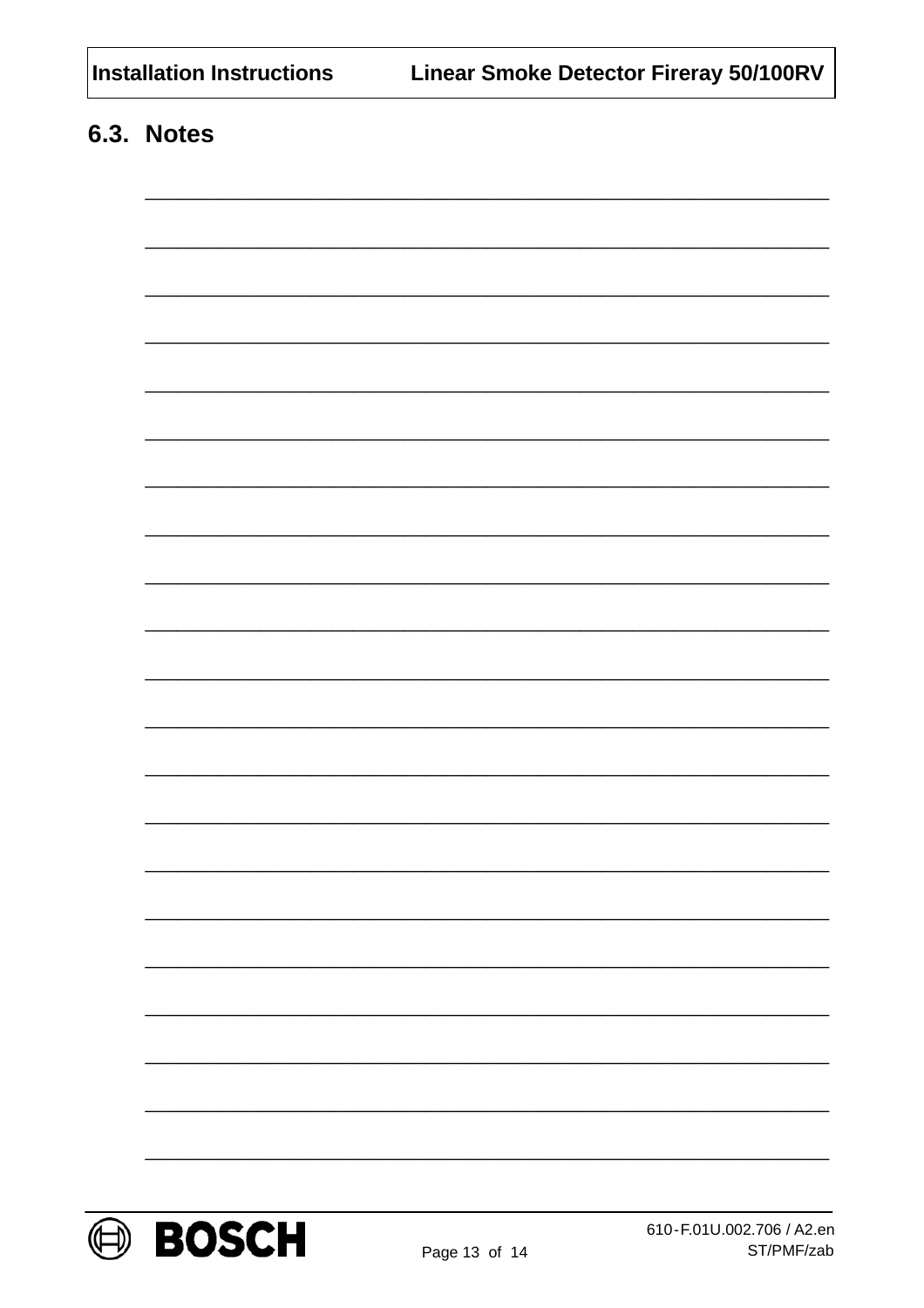## 6.3. Notes

\_\_\_\_\_\_\_\_\_\_\_\_\_\_\_\_\_\_\_\_\_\_\_\_\_\_\_\_\_\_\_\_\_\_\_\_\_\_\_\_\_\_\_\_\_\_\_\_\_\_\_\_\_\_\_\_\_\_\_\_

\_\_\_\_\_\_\_\_\_\_\_\_\_\_\_\_\_\_\_\_\_\_\_\_\_\_\_\_\_\_\_\_\_\_\_\_\_\_\_\_\_\_\_\_\_\_\_\_\_\_\_\_\_\_\_\_\_\_\_\_

\_\_\_\_\_\_\_\_\_\_\_\_\_\_\_\_\_\_\_\_\_\_\_\_\_\_\_\_\_\_\_\_\_\_\_\_\_\_\_\_\_\_\_\_\_\_\_\_\_\_\_\_\_\_\_\_\_\_\_\_

\_\_\_\_\_\_\_\_\_\_\_\_\_\_\_\_\_\_\_\_\_\_\_\_\_\_\_\_\_\_\_\_\_\_\_\_\_\_\_\_\_\_\_\_\_\_\_\_\_\_\_\_\_\_\_\_\_\_\_\_

\_\_\_\_\_\_\_\_\_\_\_\_\_\_\_\_\_\_\_\_\_\_\_\_\_\_\_\_\_\_\_\_\_\_\_\_\_\_\_\_\_\_\_\_\_\_\_\_\_\_\_\_\_\_\_\_\_\_\_\_

\_\_\_\_\_\_\_\_\_\_\_\_\_\_\_\_\_\_\_\_\_\_\_\_\_\_\_\_\_\_\_\_\_\_\_\_\_\_\_\_\_\_\_\_\_\_\_\_\_\_\_\_\_\_\_\_\_\_\_\_

\_\_\_\_\_\_\_\_\_\_\_\_\_\_\_\_\_\_\_\_\_\_\_\_\_\_\_\_\_\_\_\_\_\_\_\_\_\_\_\_\_\_\_\_\_\_\_\_\_\_\_\_\_\_\_\_\_\_\_\_

\_\_\_\_\_\_\_\_\_\_\_\_\_\_\_\_\_\_\_\_\_\_\_\_\_\_\_\_\_\_\_\_\_\_\_\_\_\_\_\_\_\_\_\_\_\_\_\_\_\_\_\_\_\_\_\_\_\_\_\_

\_\_\_\_\_\_\_\_\_\_\_\_\_\_\_\_\_\_\_\_\_\_\_\_\_\_\_\_\_\_\_\_\_\_\_\_\_\_\_\_\_\_\_\_\_\_\_\_\_\_\_\_\_\_\_\_\_\_\_\_

\_\_\_\_\_\_\_\_\_\_\_\_\_\_\_\_\_\_\_\_\_\_\_\_\_\_\_\_\_\_\_\_\_\_\_\_\_\_\_\_\_\_\_\_\_\_\_\_\_\_\_\_\_\_\_\_\_\_\_\_

\_\_\_\_\_\_\_\_\_\_\_\_\_\_\_\_\_\_\_\_\_\_\_\_\_\_\_\_\_\_\_\_\_\_\_\_\_\_\_\_\_\_\_\_\_\_\_\_\_\_\_\_\_\_\_\_\_\_\_\_

\_\_\_\_\_\_\_\_\_\_\_\_\_\_\_\_\_\_\_\_\_\_\_\_\_\_\_\_\_\_\_\_\_\_\_\_\_\_\_\_\_\_\_\_\_\_\_\_\_\_\_\_\_\_\_\_\_\_\_\_

\_\_\_\_\_\_\_\_\_\_\_\_\_\_\_\_\_\_\_\_\_\_\_\_\_\_\_\_\_\_\_\_\_\_\_\_\_\_\_\_\_\_\_\_\_\_\_\_\_\_\_\_\_\_\_\_\_\_\_\_

\_\_\_\_\_\_\_\_\_\_\_\_\_\_\_\_\_\_\_\_\_\_\_\_\_\_\_\_\_\_\_\_\_\_\_\_\_\_\_\_\_\_\_\_\_\_\_\_\_\_\_\_\_\_\_\_\_\_\_\_

\_\_\_\_\_\_\_\_\_\_\_\_\_\_\_\_\_\_\_\_\_\_\_\_\_\_\_\_\_\_\_\_\_\_\_\_\_\_\_\_\_\_\_\_\_\_\_\_\_\_\_\_\_\_\_\_\_\_\_\_

\_\_\_\_\_\_\_\_\_\_\_\_\_\_\_\_\_\_\_\_\_\_\_\_\_\_\_\_\_\_\_\_\_\_\_\_\_\_\_\_\_\_\_\_\_\_\_\_\_\_\_\_\_\_\_\_\_\_\_\_

\_\_\_\_\_\_\_\_\_\_\_\_\_\_\_\_\_\_\_\_\_\_\_\_\_\_\_\_\_\_\_\_\_\_\_\_\_\_\_\_\_\_\_\_\_\_\_\_\_\_\_\_\_\_\_\_\_\_\_\_

\_\_\_\_\_\_\_\_\_\_\_\_\_\_\_\_\_\_\_\_\_\_\_\_\_\_\_\_\_\_\_\_\_\_\_\_\_\_\_\_\_\_\_\_\_\_\_\_\_\_\_\_\_\_\_\_\_\_\_\_

\_\_\_\_\_\_\_\_\_\_\_\_\_\_\_\_\_\_\_\_\_\_\_\_\_\_\_\_\_\_\_\_\_\_\_\_\_\_\_\_\_\_\_\_\_\_\_\_\_\_\_\_\_\_\_\_\_\_\_\_

\_\_\_\_\_\_\_\_\_\_\_\_\_\_\_\_\_\_\_\_\_\_\_\_\_\_\_\_\_\_\_\_\_\_\_\_\_\_\_\_\_\_\_\_\_\_\_\_\_\_\_\_\_\_\_\_\_\_\_\_

\_\_\_\_\_\_\_\_\_\_\_\_\_\_\_\_\_\_\_\_\_\_\_\_\_\_\_\_\_\_\_\_\_\_\_\_\_\_\_\_\_\_\_\_\_\_\_\_\_\_\_\_\_\_\_\_\_\_\_\_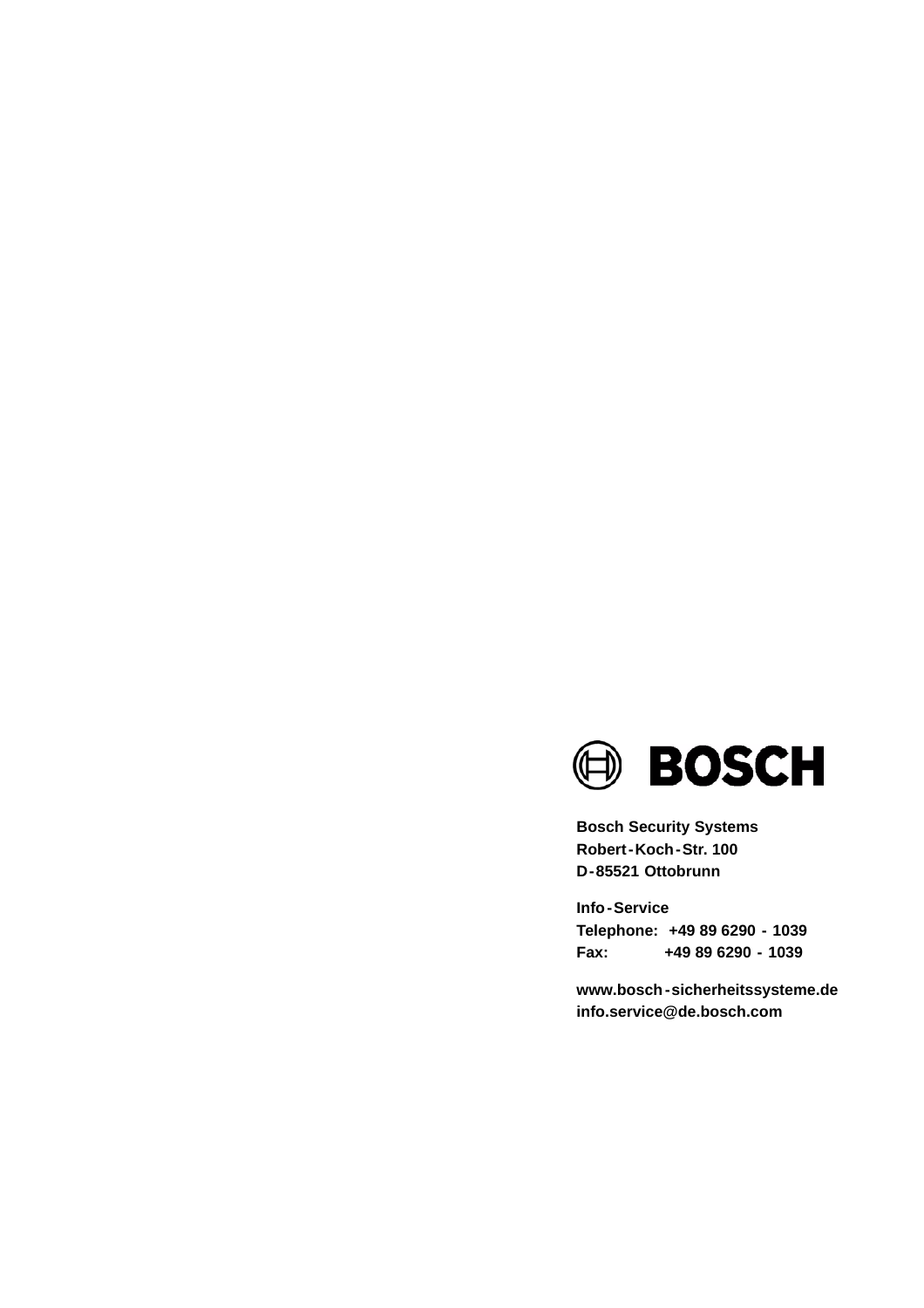**BOSCH**

**Bosch Security Systems**
**Robert-Koch-Str. 100**
**D-85521 Ottobrunn**

**Info-Service**
**Telephone: +49 89 6290 - 1039**
**Fax: +49 89 6290 - 1039**

**www.bosch-sicherheitssysteme.de**
**info.service@de.bosch.com**